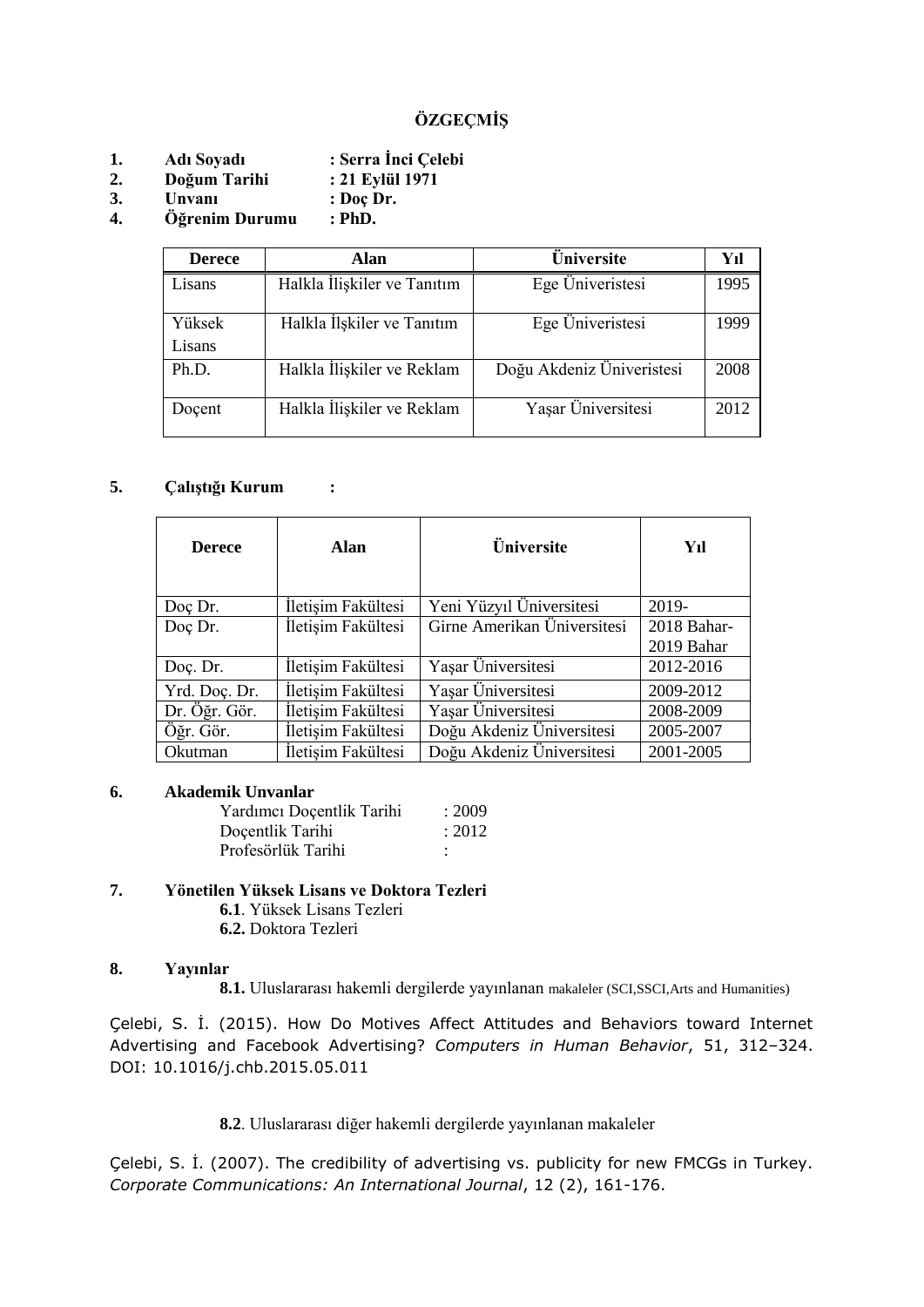# ÖZGEÇMİŞ

**1. Adı Soyadı : Serra İnci Çelebi**
**2. Doğum Tarihi : 21 Eylül 1971**
**3. Unvanı : Doç Dr.**
**4. Öğrenim Durumu : PhD.**

| Derece | Alan | Üniversite | Yıl |
|---|---|---|---|
| Lisans | Halkla İlişkiler ve Tanıtım | Ege Üniveristesi | 1995 |
| Yüksek Lisans | Halkla İlşkiler ve Tanıtım | Ege Üniveristesi | 1999 |
| Ph.D. | Halkla İlişkiler ve Reklam | Doğu Akdeniz Üniveristesi | 2008 |
| Doçent | Halkla İlişkiler ve Reklam | Yaşar Üniversitesi | 2012 |

**5. Çalıştığı Kurum :**

| Derece | Alan | Üniversite | Yıl |
|---|---|---|---|
| Doç Dr. | İletişim Fakültesi | Yeni Yüzyıl Üniversitesi | 2019- |
| Doç Dr. | İletişim Fakültesi | Girne Amerikan Üniversitesi | 2018 Bahar-2019 Bahar |
| Doç. Dr. | İletişim Fakültesi | Yaşar Üniversitesi | 2012-2016 |
| Yrd. Doç. Dr. | İletişim Fakültesi | Yaşar Üniversitesi | 2009-2012 |
| Dr. Öğr. Gör. | İletişim Fakültesi | Yaşar Üniversitesi | 2008-2009 |
| Öğr. Gör. | İletişim Fakültesi | Doğu Akdeniz Üniversitesi | 2005-2007 |
| Okutman | İletişim Fakültesi | Doğu Akdeniz Üniversitesi | 2001-2005 |

**6. Akademik Unvanlar**

Yardımcı Doçentlik Tarihi : 2009
Doçentlik Tarihi : 2012
Profesörlük Tarihi :

**7. Yönetilen Yüksek Lisans ve Doktora Tezleri**

**6.1**. Yüksek Lisans Tezleri
**6.2.** Doktora Tezleri

**8. Yayınlar**

**8.1.** Uluslararası hakemli dergilerde yayınlanan makaleler (SCI,SSCI,Arts and Humanities)

Çelebi, S. İ. (2015). How Do Motives Affect Attitudes and Behaviors toward Internet Advertising and Facebook Advertising? *Computers in Human Behavior*, 51, 312–324. DOI: 10.1016/j.chb.2015.05.011

**8.2**. Uluslararası diğer hakemli dergilerde yayınlanan makaleler

Çelebi, S. İ. (2007). The credibility of advertising vs. publicity for new FMCGs in Turkey. *Corporate Communications: An International Journal*, 12 (2), 161-176.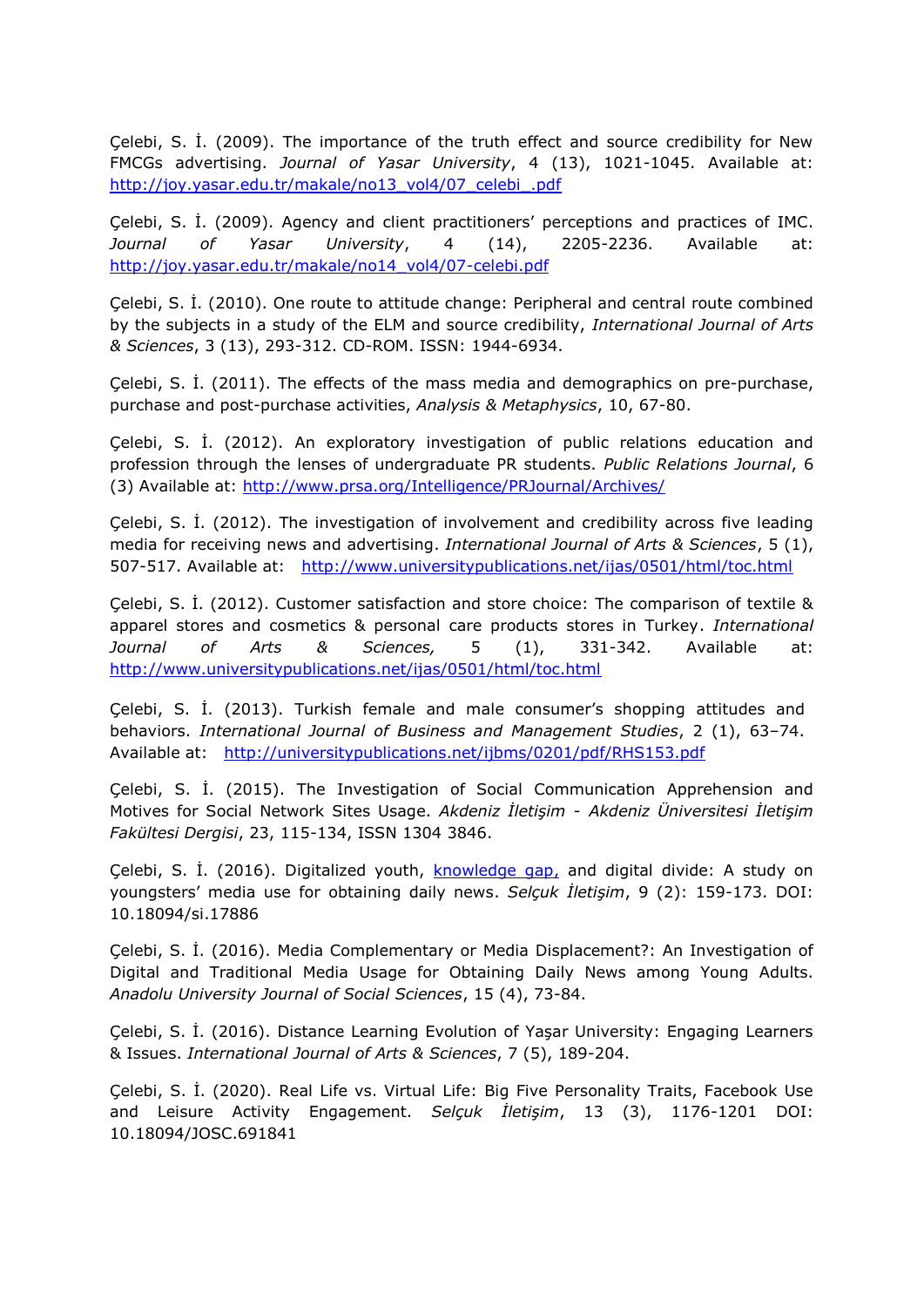Çelebi, S. İ. (2009). The importance of the truth effect and source credibility for New FMCGs advertising. *Journal of Yasar University*, 4 (13), 1021-1045. Available at: http://joy.yasar.edu.tr/makale/no13_vol4/07_celebi_.pdf

Çelebi, S. İ. (2009). Agency and client practitioners' perceptions and practices of IMC. *Journal of Yasar University*, 4 (14), 2205-2236. Available at: http://joy.yasar.edu.tr/makale/no14_vol4/07-celebi.pdf

Çelebi, S. İ. (2010). One route to attitude change: Peripheral and central route combined by the subjects in a study of the ELM and source credibility, *International Journal of Arts & Sciences*, 3 (13), 293-312. CD-ROM. ISSN: 1944-6934.

Çelebi, S. İ. (2011). The effects of the mass media and demographics on pre-purchase, purchase and post-purchase activities, *Analysis & Metaphysics*, 10, 67-80.

Çelebi, S. İ. (2012). An exploratory investigation of public relations education and profession through the lenses of undergraduate PR students. *Public Relations Journal*, 6 (3) Available at: http://www.prsa.org/Intelligence/PRJournal/Archives/

Çelebi, S. İ. (2012). The investigation of involvement and credibility across five leading media for receiving news and advertising. *International Journal of Arts & Sciences*, 5 (1), 507-517. Available at: http://www.universitypublications.net/ijas/0501/html/toc.html

Çelebi, S. İ. (2012). Customer satisfaction and store choice: The comparison of textile & apparel stores and cosmetics & personal care products stores in Turkey. *International Journal of Arts & Sciences,* 5 (1), 331-342. Available at: http://www.universitypublications.net/ijas/0501/html/toc.html

Çelebi, S. İ. (2013). Turkish female and male consumer's shopping attitudes and behaviors. *International Journal of Business and Management Studies*, 2 (1), 63–74. Available at: http://universitypublications.net/ijbms/0201/pdf/RHS153.pdf

Çelebi, S. İ. (2015). The Investigation of Social Communication Apprehension and Motives for Social Network Sites Usage. *Akdeniz İletişim - Akdeniz Üniversitesi İletişim Fakültesi Dergisi*, 23, 115-134, ISSN 1304 3846.

Çelebi, S. İ. (2016). Digitalized youth, knowledge gap, and digital divide: A study on youngsters' media use for obtaining daily news. *Selçuk İletişim*, 9 (2): 159-173. DOI: 10.18094/si.17886

Çelebi, S. İ. (2016). Media Complementary or Media Displacement?: An Investigation of Digital and Traditional Media Usage for Obtaining Daily News among Young Adults. *Anadolu University Journal of Social Sciences*, 15 (4), 73-84.

Çelebi, S. İ. (2016). Distance Learning Evolution of Yaşar University: Engaging Learners & Issues. *International Journal of Arts & Sciences*, 7 (5), 189-204.

Çelebi, S. İ. (2020). Real Life vs. Virtual Life: Big Five Personality Traits, Facebook Use and Leisure Activity Engagement. *Selçuk İletişim*, 13 (3), 1176-1201 DOI: 10.18094/JOSC.691841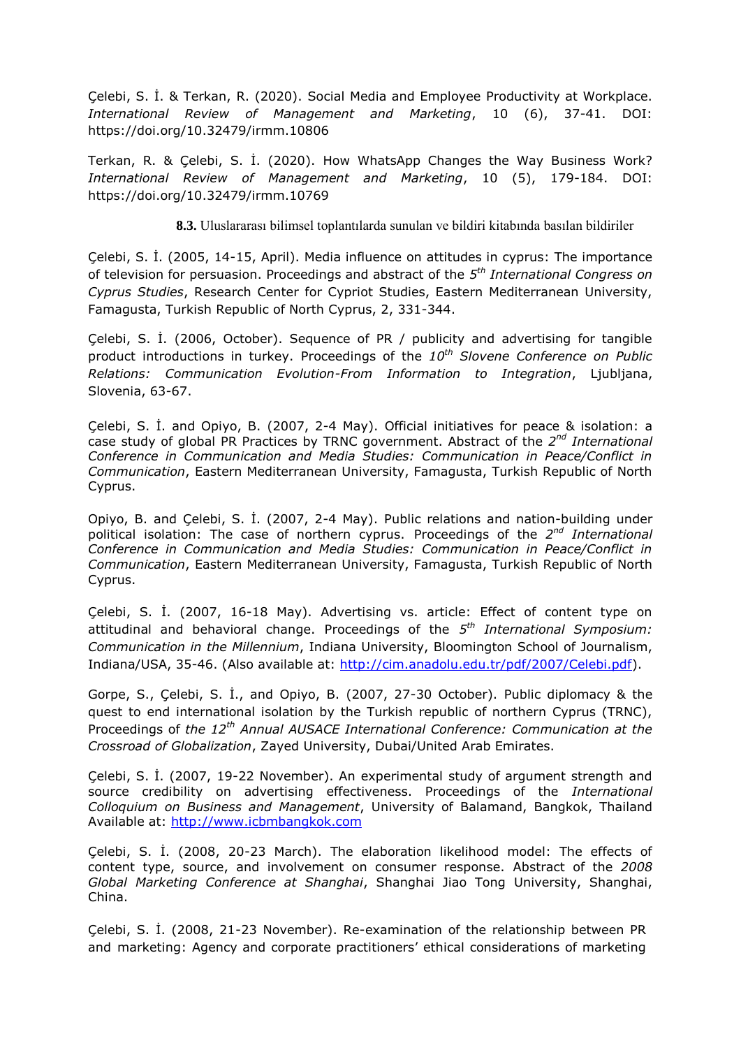Çelebi, S. İ. & Terkan, R. (2020). Social Media and Employee Productivity at Workplace. *International Review of Management and Marketing*, 10 (6), 37-41. DOI: https://doi.org/10.32479/irmm.10806

Terkan, R. & Çelebi, S. İ. (2020). How WhatsApp Changes the Way Business Work? *International Review of Management and Marketing*, 10 (5), 179-184. DOI: https://doi.org/10.32479/irmm.10769

**8.3.** Uluslararası bilimsel toplantılarda sunulan ve bildiri kitabında basılan bildiriler

Çelebi, S. İ. (2005, 14-15, April). Media influence on attitudes in cyprus: The importance of television for persuasion. Proceedings and abstract of the *5th International Congress on Cyprus Studies*, Research Center for Cypriot Studies, Eastern Mediterranean University, Famagusta, Turkish Republic of North Cyprus, 2, 331-344.

Çelebi, S. İ. (2006, October). Sequence of PR / publicity and advertising for tangible product introductions in turkey. Proceedings of the *10th Slovene Conference on Public Relations: Communication Evolution-From Information to Integration*, Ljubljana, Slovenia, 63-67.

Çelebi, S. İ. and Opiyo, B. (2007, 2-4 May). Official initiatives for peace & isolation: a case study of global PR Practices by TRNC government. Abstract of the *2nd International Conference in Communication and Media Studies: Communication in Peace/Conflict in Communication*, Eastern Mediterranean University, Famagusta, Turkish Republic of North Cyprus.

Opiyo, B. and Çelebi, S. İ. (2007, 2-4 May). Public relations and nation-building under political isolation: The case of northern cyprus. Proceedings of the *2nd International Conference in Communication and Media Studies: Communication in Peace/Conflict in Communication*, Eastern Mediterranean University, Famagusta, Turkish Republic of North Cyprus.

Çelebi, S. İ. (2007, 16-18 May). Advertising vs. article: Effect of content type on attitudinal and behavioral change. Proceedings of the *5th International Symposium: Communication in the Millennium*, Indiana University, Bloomington School of Journalism, Indiana/USA, 35-46. (Also available at: http://cim.anadolu.edu.tr/pdf/2007/Celebi.pdf).

Gorpe, S., Çelebi, S. İ., and Opiyo, B. (2007, 27-30 October). Public diplomacy & the quest to end international isolation by the Turkish republic of northern Cyprus (TRNC), Proceedings of *the 12th Annual AUSACE International Conference: Communication at the Crossroad of Globalization*, Zayed University, Dubai/United Arab Emirates.

Çelebi, S. İ. (2007, 19-22 November). An experimental study of argument strength and source credibility on advertising effectiveness. Proceedings of the *International Colloquium on Business and Management*, University of Balamand, Bangkok, Thailand Available at: http://www.icbmbangkok.com

Çelebi, S. İ. (2008, 20-23 March). The elaboration likelihood model: The effects of content type, source, and involvement on consumer response. Abstract of the *2008 Global Marketing Conference at Shanghai*, Shanghai Jiao Tong University, Shanghai, China.

Çelebi, S. İ. (2008, 21-23 November). Re-examination of the relationship between PR and marketing: Agency and corporate practitioners' ethical considerations of marketing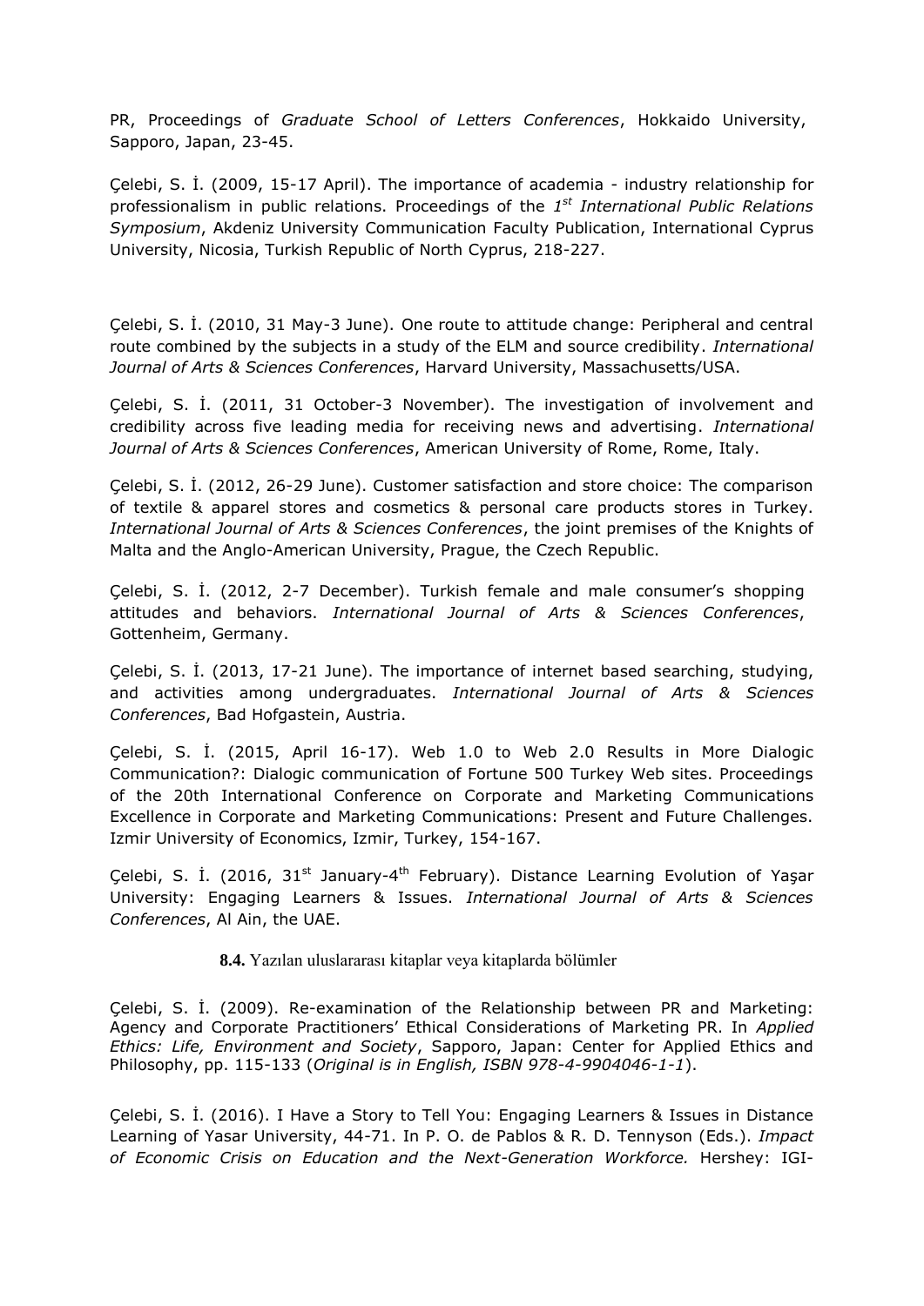PR, Proceedings of *Graduate School of Letters Conferences*, Hokkaido University, Sapporo, Japan, 23-45.

Çelebi, S. İ. (2009, 15-17 April). The importance of academia - industry relationship for professionalism in public relations. Proceedings of the *1st International Public Relations Symposium*, Akdeniz University Communication Faculty Publication, International Cyprus University, Nicosia, Turkish Republic of North Cyprus, 218-227.

Çelebi, S. İ. (2010, 31 May-3 June). One route to attitude change: Peripheral and central route combined by the subjects in a study of the ELM and source credibility. *International Journal of Arts & Sciences Conferences*, Harvard University, Massachusetts/USA.

Çelebi, S. İ. (2011, 31 October-3 November). The investigation of involvement and credibility across five leading media for receiving news and advertising. *International Journal of Arts & Sciences Conferences*, American University of Rome, Rome, Italy.

Çelebi, S. İ. (2012, 26-29 June). Customer satisfaction and store choice: The comparison of textile & apparel stores and cosmetics & personal care products stores in Turkey. *International Journal of Arts & Sciences Conferences*, the joint premises of the Knights of Malta and the Anglo-American University, Prague, the Czech Republic.

Çelebi, S. İ. (2012, 2-7 December). Turkish female and male consumer's shopping attitudes and behaviors. *International Journal of Arts & Sciences Conferences*, Gottenheim, Germany.

Çelebi, S. İ. (2013, 17-21 June). The importance of internet based searching, studying, and activities among undergraduates. *International Journal of Arts & Sciences Conferences*, Bad Hofgastein, Austria.

Çelebi, S. İ. (2015, April 16-17). Web 1.0 to Web 2.0 Results in More Dialogic Communication?: Dialogic communication of Fortune 500 Turkey Web sites. Proceedings of the 20th International Conference on Corporate and Marketing Communications Excellence in Corporate and Marketing Communications: Present and Future Challenges. Izmir University of Economics, Izmir, Turkey, 154-167.

Çelebi, S. İ. (2016, 31st January-4th February). Distance Learning Evolution of Yaşar University: Engaging Learners & Issues. *International Journal of Arts & Sciences Conferences*, Al Ain, the UAE.

**8.4.** Yazılan uluslararası kitaplar veya kitaplarda bölümler

Çelebi, S. İ. (2009). Re-examination of the Relationship between PR and Marketing: Agency and Corporate Practitioners' Ethical Considerations of Marketing PR. In *Applied Ethics: Life, Environment and Society*, Sapporo, Japan: Center for Applied Ethics and Philosophy, pp. 115-133 (*Original is in English, ISBN 978-4-9904046-1-1*).

Çelebi, S. İ. (2016). I Have a Story to Tell You: Engaging Learners & Issues in Distance Learning of Yasar University, 44-71. In P. O. de Pablos & R. D. Tennyson (Eds.). *Impact of Economic Crisis on Education and the Next-Generation Workforce.* Hershey: IGI-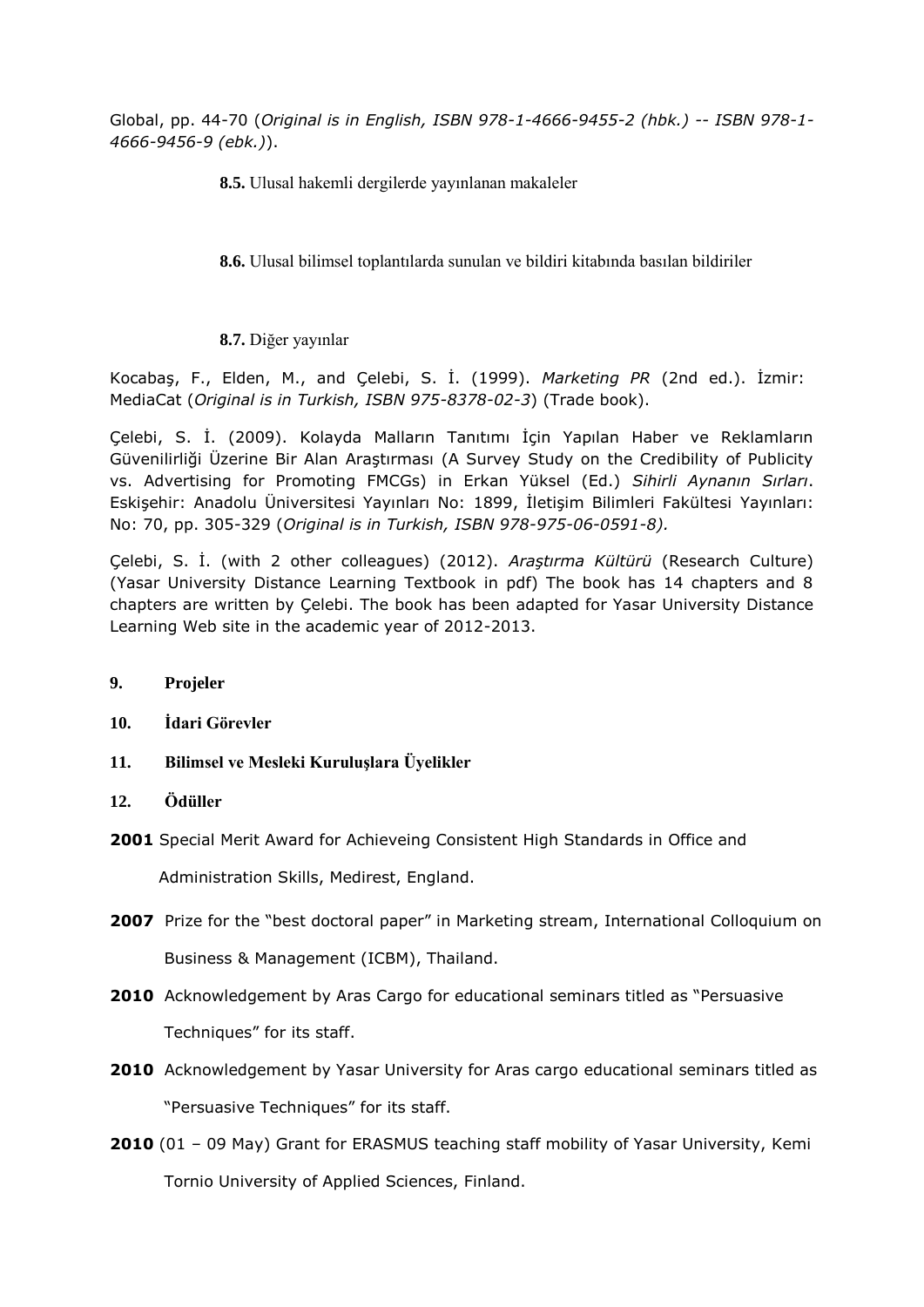Global, pp. 44-70 (*Original is in English, ISBN 978-1-4666-9455-2 (hbk.) -- ISBN 978-1-4666-9456-9 (ebk.)*).

**8.5.** Ulusal hakemli dergilerde yayınlanan makaleler

**8.6.** Ulusal bilimsel toplantılarda sunulan ve bildiri kitabında basılan bildiriler

**8.7.** Diğer yayınlar

Kocabaş, F., Elden, M., and Çelebi, S. İ. (1999). *Marketing PR* (2nd ed.). İzmir: MediaCat (*Original is in Turkish, ISBN 975-8378-02-3*) (Trade book).

Çelebi, S. İ. (2009). Kolayda Malların Tanıtımı İçin Yapılan Haber ve Reklamların Güvenilirliği Üzerine Bir Alan Araştırması (A Survey Study on the Credibility of Publicity vs. Advertising for Promoting FMCGs) in Erkan Yüksel (Ed.) *Sihirli Aynanın Sırları*. Eskişehir: Anadolu Üniversitesi Yayınları No: 1899, İletişim Bilimleri Fakültesi Yayınları: No: 70, pp. 305-329 (*Original is in Turkish, ISBN 978-975-06-0591-8).*

Çelebi, S. İ. (with 2 other colleagues) (2012). *Araştırma Kültürü* (Research Culture) (Yasar University Distance Learning Textbook in pdf) The book has 14 chapters and 8 chapters are written by Çelebi. The book has been adapted for Yasar University Distance Learning Web site in the academic year of 2012-2013.

**9. Projeler**

**10. İdari Görevler**

**11. Bilimsel ve Mesleki Kuruluşlara Üyelikler**

**12. Ödüller**

**2001** Special Merit Award for Achieveing Consistent High Standards in Office and Administration Skills, Medirest, England.

**2007** Prize for the "best doctoral paper" in Marketing stream, International Colloquium on Business & Management (ICBM), Thailand.

**2010** Acknowledgement by Aras Cargo for educational seminars titled as "Persuasive Techniques" for its staff.

**2010** Acknowledgement by Yasar University for Aras cargo educational seminars titled as "Persuasive Techniques" for its staff.

**2010** (01 – 09 May) Grant for ERASMUS teaching staff mobility of Yasar University, Kemi Tornio University of Applied Sciences, Finland.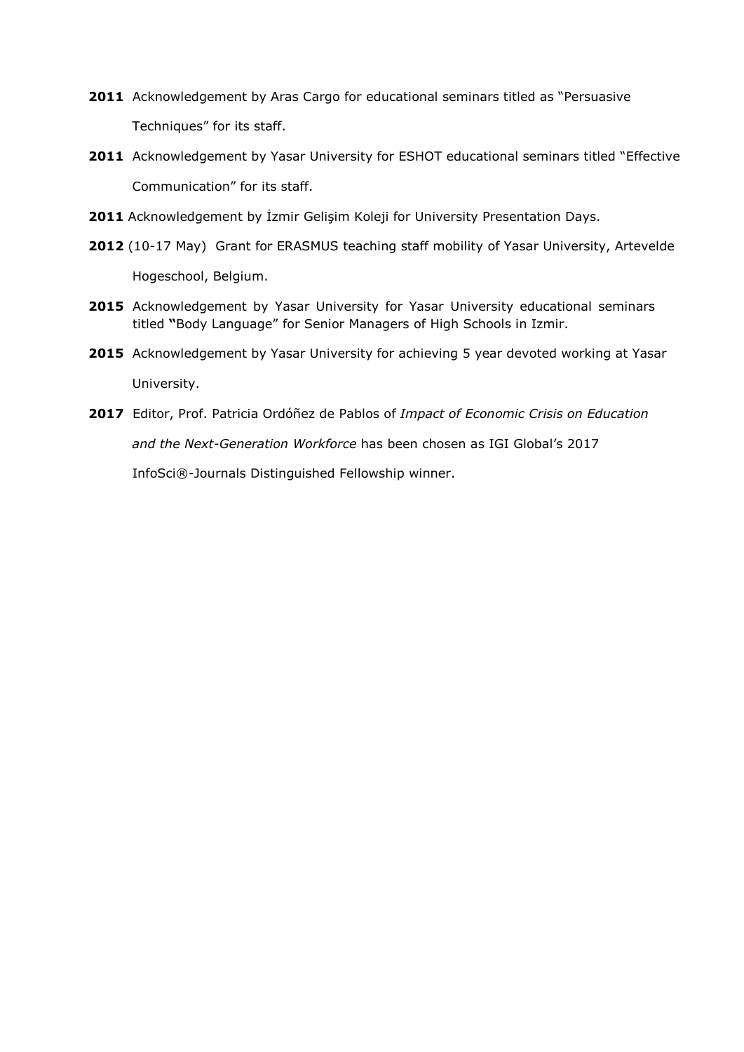**2011** Acknowledgement by Aras Cargo for educational seminars titled as "Persuasive Techniques" for its staff.

**2011** Acknowledgement by Yasar University for ESHOT educational seminars titled "Effective Communication" for its staff.

**2011** Acknowledgement by İzmir Gelişim Koleji for University Presentation Days.

**2012** (10-17 May) Grant for ERASMUS teaching staff mobility of Yasar University, Artevelde Hogeschool, Belgium.

**2015** Acknowledgement by Yasar University for Yasar University educational seminars titled **"**Body Language" for Senior Managers of High Schools in Izmir.

**2015** Acknowledgement by Yasar University for achieving 5 year devoted working at Yasar University.

**2017** Editor, Prof. Patricia Ordóñez de Pablos of *Impact of Economic Crisis on Education and the Next-Generation Workforce* has been chosen as IGI Global's 2017 InfoSci®-Journals Distinguished Fellowship winner.